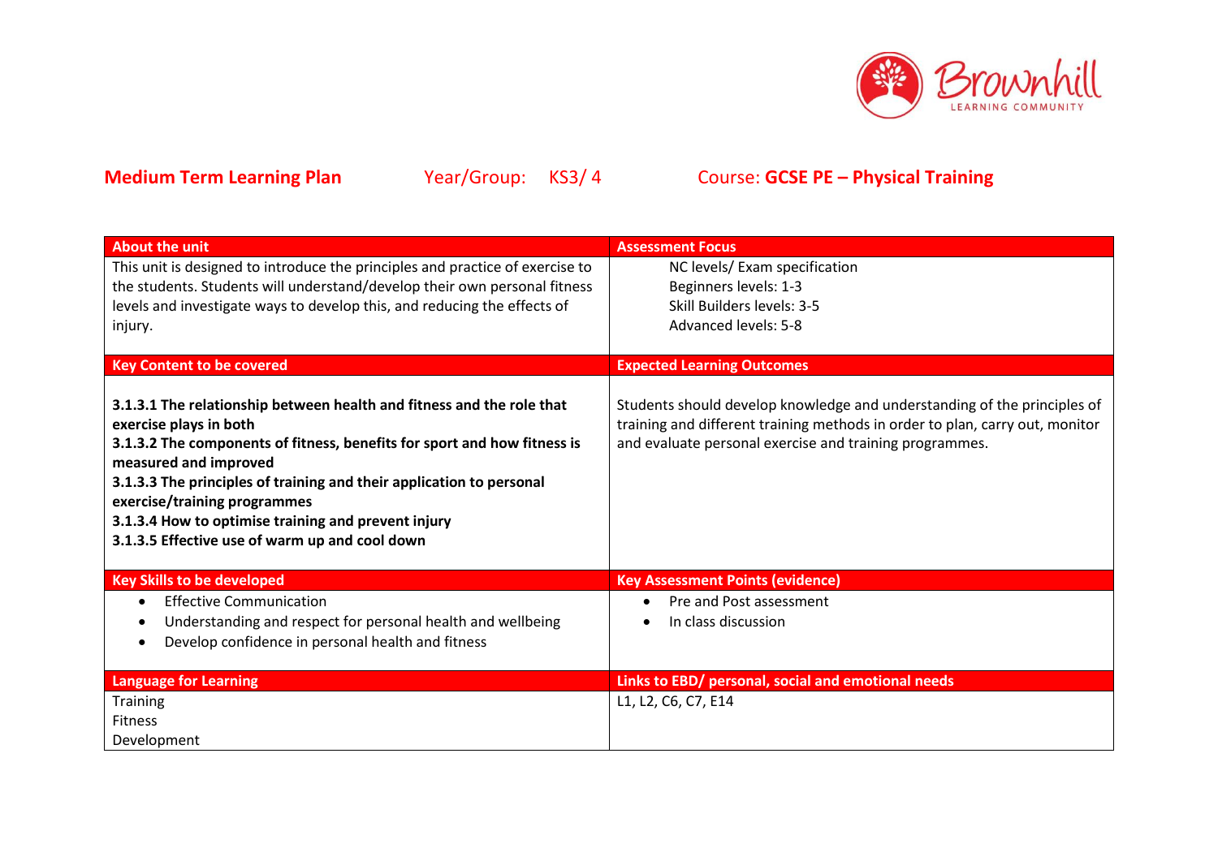**Medium Term Learning Plan** Year/Group: KS3/ 4 Course: **GCSE PE – Physical Training**

| About the unit | Assessment Focus |
|---|---|
| This unit is designed to introduce the principles and practice of exercise to the students. Students will understand/develop their own personal fitness levels and investigate ways to develop this, and reducing the effects of injury. | NC levels/ Exam specification<br>Beginners levels: 1-3<br>Skill Builders levels: 3-5<br>Advanced levels: 5-8 |
| **Key Content to be covered** | **Expected Learning Outcomes** |
| **3.1.3.1 The relationship between health and fitness and the role that exercise plays in both**<br>**3.1.3.2 The components of fitness, benefits for sport and how fitness is measured and improved**<br>**3.1.3.3 The principles of training and their application to personal exercise/training programmes**<br>**3.1.3.4 How to optimise training and prevent injury**<br>**3.1.3.5 Effective use of warm up and cool down** | Students should develop knowledge and understanding of the principles of training and different training methods in order to plan, carry out, monitor and evaluate personal exercise and training programmes. |
| **Key Skills to be developed** | **Key Assessment Points (evidence)** |
| • Effective Communication<br>• Understanding and respect for personal health and wellbeing<br>• Develop confidence in personal health and fitness | • Pre and Post assessment<br>• In class discussion |
| **Language for Learning** | **Links to EBD/ personal, social and emotional needs** |
| Training<br>Fitness<br>Development | L1, L2, C6, C7, E14 |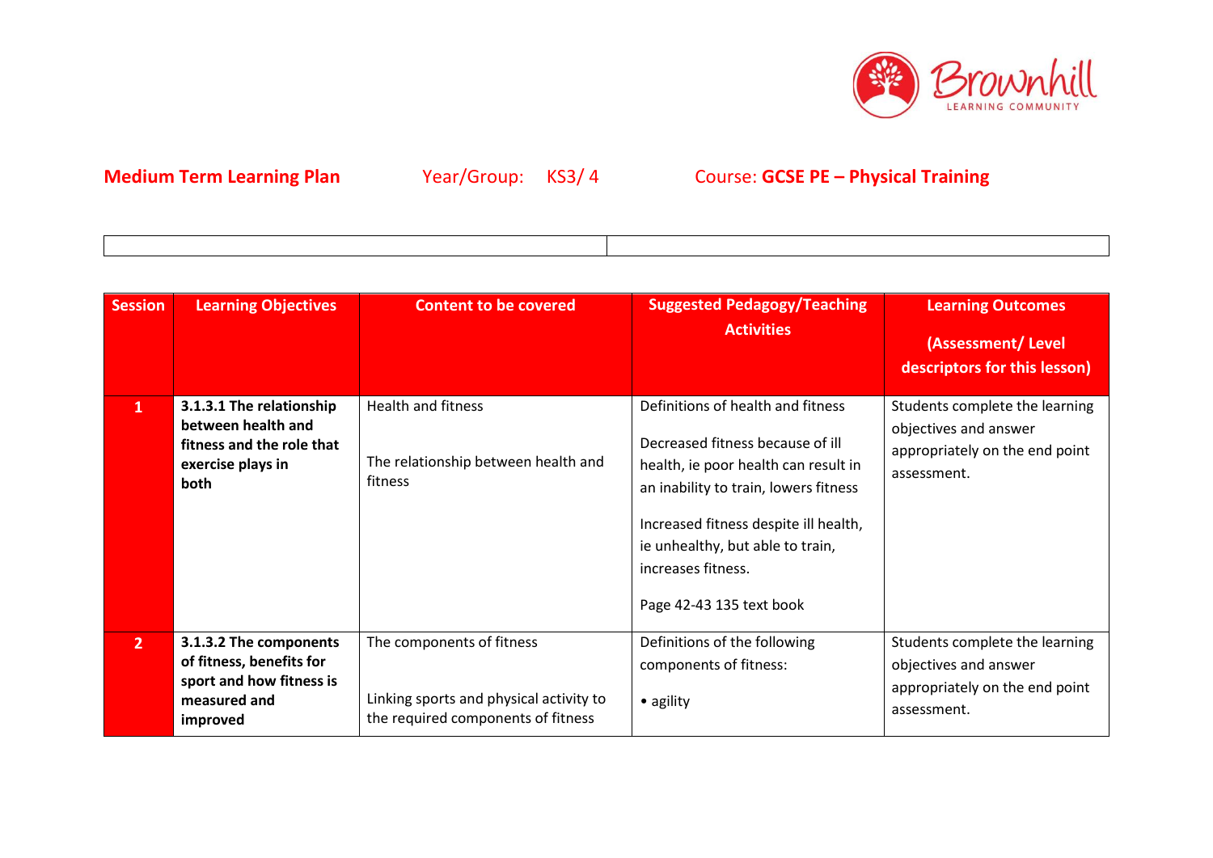**Medium Term Learning Plan** Year/Group: KS3/ 4 Course: **GCSE PE – Physical Training**

| | |
|---|---|
| | |

| Session | Learning Objectives | Content to be covered | Suggested Pedagogy/Teaching Activities | Learning Outcomes (Assessment/ Level descriptors for this lesson) |
|---|---|---|---|---|
| 1 | **3.1.3.1 The relationship between health and fitness and the role that exercise plays in both** | Health and fitness<br><br>The relationship between health and fitness | Definitions of health and fitness<br><br>Decreased fitness because of ill health, ie poor health can result in an inability to train, lowers fitness<br><br>Increased fitness despite ill health, ie unhealthy, but able to train, increases fitness.<br><br>Page 42-43 135 text book | Students complete the learning objectives and answer appropriately on the end point assessment. |
| 2 | **3.1.3.2 The components of fitness, benefits for sport and how fitness is measured and improved** | The components of fitness<br><br>Linking sports and physical activity to the required components of fitness | Definitions of the following components of fitness:<br><br>• agility | Students complete the learning objectives and answer appropriately on the end point assessment. |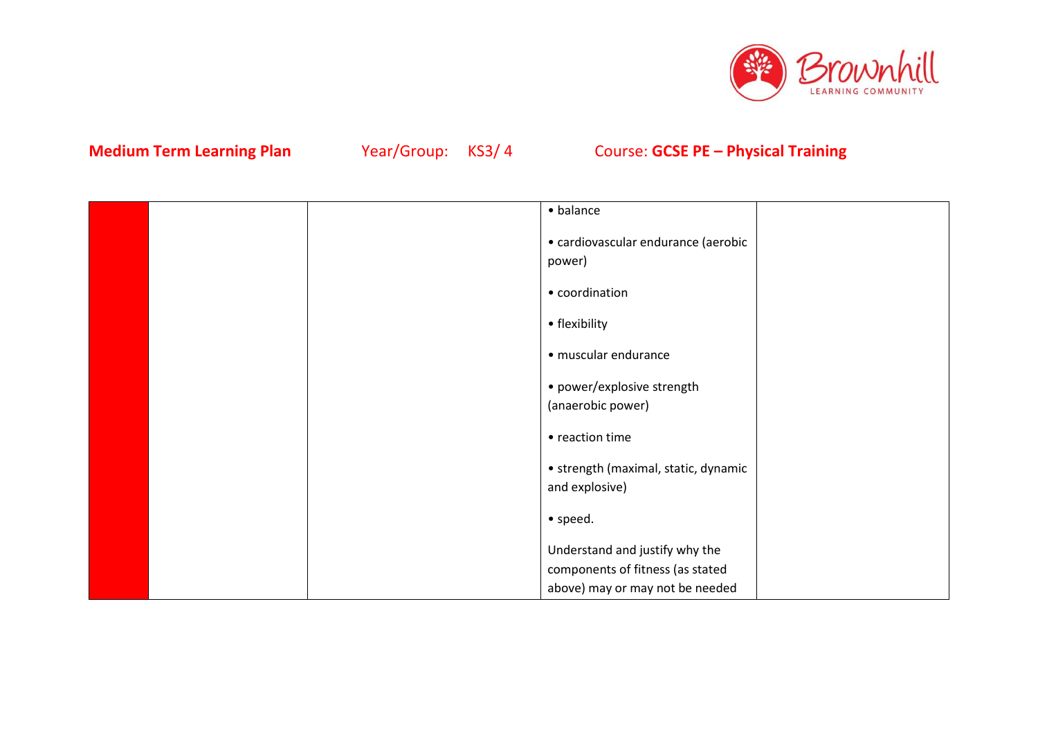**Medium Term Learning Plan** Year/Group: KS3/ 4 Course: **GCSE PE – Physical Training**

| | | | | |
|---|---|---|---|---|
| | | | • balance<br><br>• cardiovascular endurance (aerobic power)<br><br>• coordination<br><br>• flexibility<br><br>• muscular endurance<br><br>• power/explosive strength (anaerobic power)<br><br>• reaction time<br><br>• strength (maximal, static, dynamic and explosive)<br><br>• speed.<br><br>Understand and justify why the components of fitness (as stated above) may or may not be needed | |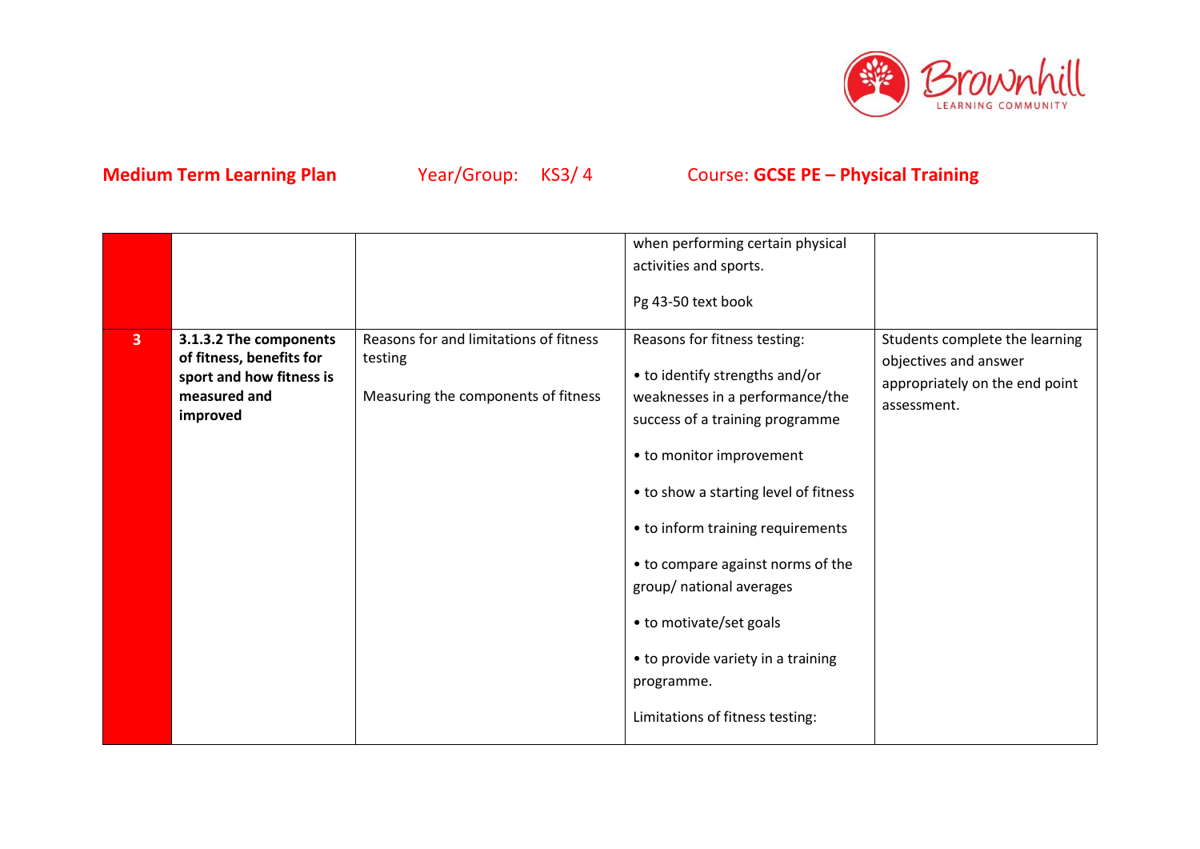**Medium Term Learning Plan** Year/Group: KS3/ 4 Course: **GCSE PE – Physical Training**

| | | | | |
|---|---|---|---|---|
| | | | when performing certain physical activities and sports.<br><br>Pg 43-50 text book | |
| **3** | **3.1.3.2 The components of fitness, benefits for sport and how fitness is measured and improved** | Reasons for and limitations of fitness testing<br><br>Measuring the components of fitness | Reasons for fitness testing:<br><br>• to identify strengths and/or weaknesses in a performance/the success of a training programme<br><br>• to monitor improvement<br><br>• to show a starting level of fitness<br><br>• to inform training requirements<br><br>• to compare against norms of the group/ national averages<br><br>• to motivate/set goals<br><br>• to provide variety in a training programme.<br><br>Limitations of fitness testing: | Students complete the learning objectives and answer appropriately on the end point assessment. |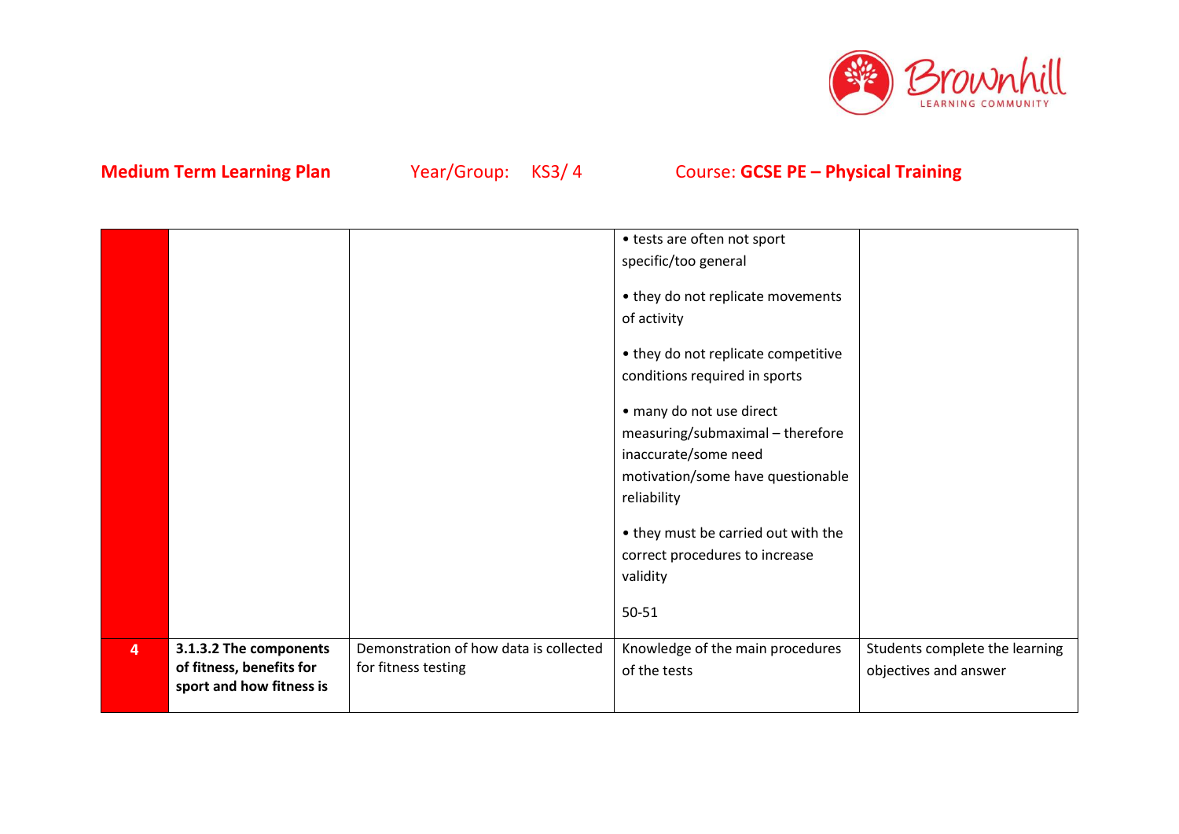**Medium Term Learning Plan** Year/Group: KS3/ 4 Course: **GCSE PE – Physical Training**

| | | | | |
|---|---|---|---|---|
| | | | • tests are often not sport specific/too general<br><br>• they do not replicate movements of activity<br><br>• they do not replicate competitive conditions required in sports<br><br>• many do not use direct measuring/submaximal – therefore inaccurate/some need motivation/some have questionable reliability<br><br>• they must be carried out with the correct procedures to increase validity<br><br>50-51 | |
| 4 | **3.1.3.2 The components of fitness, benefits for sport and how fitness is** | Demonstration of how data is collected for fitness testing | Knowledge of the main procedures of the tests | Students complete the learning objectives and answer |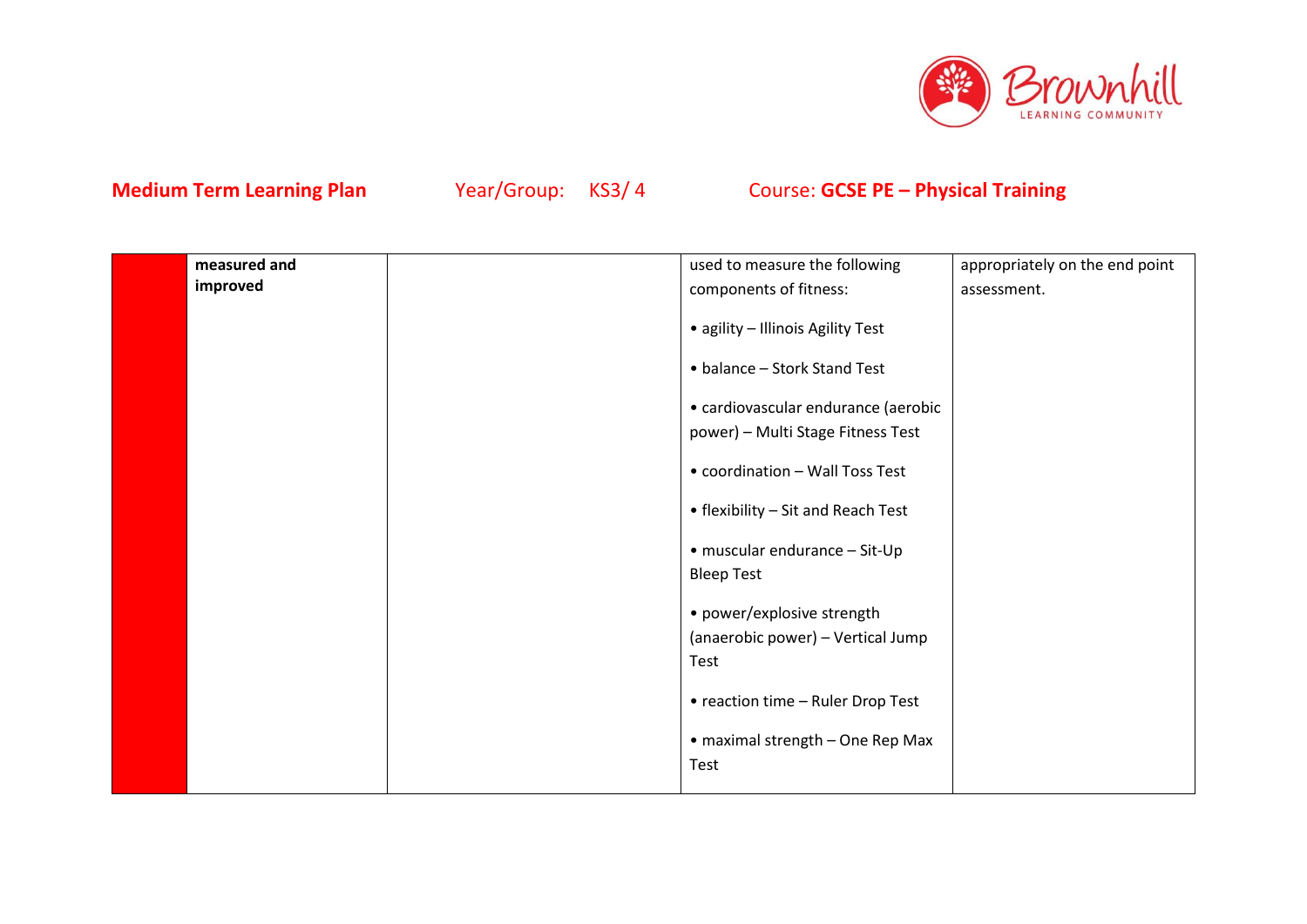**Medium Term Learning Plan** Year/Group: KS3/ 4 Course: **GCSE PE – Physical Training**

| | | | | |
|---|---|---|---|---|
| | **measured and improved** | | used to measure the following components of fitness:<br><br>• agility – Illinois Agility Test<br><br>• balance – Stork Stand Test<br><br>• cardiovascular endurance (aerobic power) – Multi Stage Fitness Test<br><br>• coordination – Wall Toss Test<br><br>• flexibility – Sit and Reach Test<br><br>• muscular endurance – Sit-Up Bleep Test<br><br>• power/explosive strength (anaerobic power) – Vertical Jump Test<br><br>• reaction time – Ruler Drop Test<br><br>• maximal strength – One Rep Max Test | appropriately on the end point assessment. |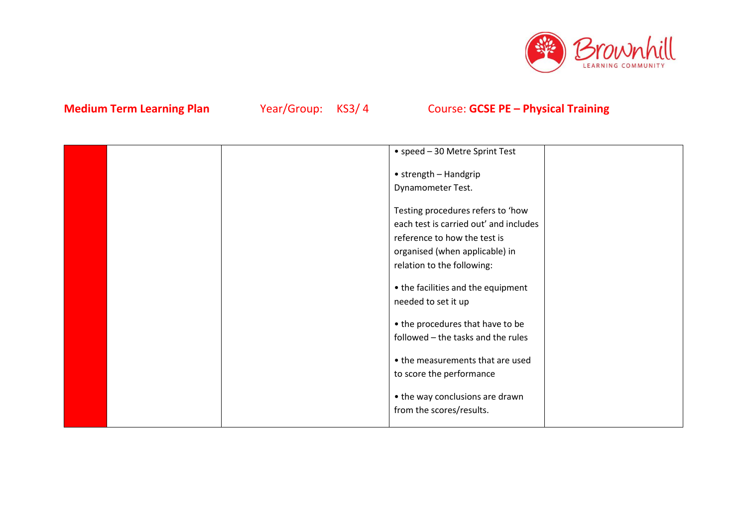**Medium Term Learning Plan** Year/Group: KS3/ 4 Course: **GCSE PE – Physical Training**

| | | | | |
|---|---|---|---|---|
| | | | • speed – 30 Metre Sprint Test<br><br>• strength – Handgrip Dynamometer Test.<br><br>Testing procedures refers to 'how each test is carried out' and includes reference to how the test is organised (when applicable) in relation to the following:<br><br>• the facilities and the equipment needed to set it up<br><br>• the procedures that have to be followed – the tasks and the rules<br><br>• the measurements that are used to score the performance<br><br>• the way conclusions are drawn from the scores/results. | |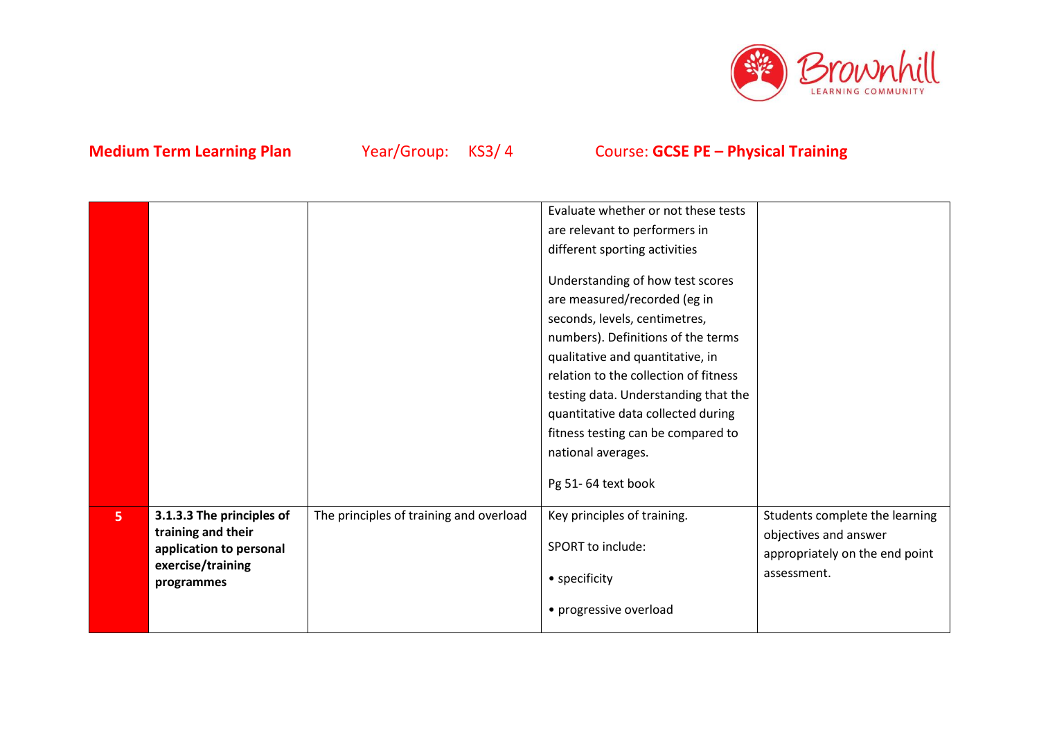**Medium Term Learning Plan** Year/Group: KS3/ 4 Course: **GCSE PE – Physical Training**

| | | | | |
|---|---|---|---|---|
| | | | Evaluate whether or not these tests are relevant to performers in different sporting activities<br><br>Understanding of how test scores are measured/recorded (eg in seconds, levels, centimetres, numbers). Definitions of the terms qualitative and quantitative, in relation to the collection of fitness testing data. Understanding that the quantitative data collected during fitness testing can be compared to national averages.<br><br>Pg 51- 64 text book | |
| **5** | **3.1.3.3 The principles of training and their application to personal exercise/training programmes** | The principles of training and overload | Key principles of training.<br><br>SPORT to include:<br><br>• specificity<br><br>• progressive overload | Students complete the learning objectives and answer appropriately on the end point assessment. |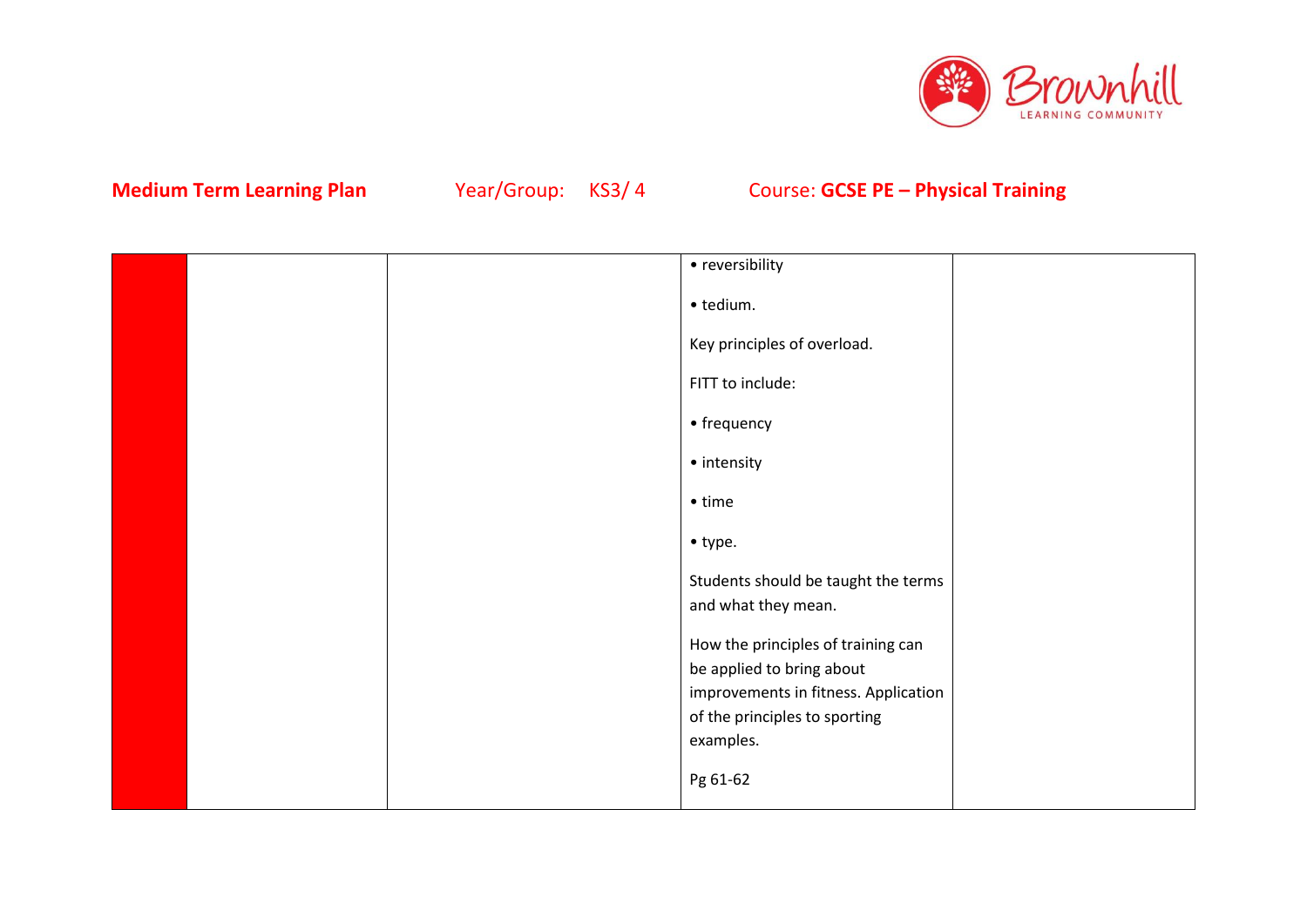**Medium Term Learning Plan** Year/Group: KS3/ 4 Course: **GCSE PE – Physical Training**

| | | | | |
|---|---|---|---|---|
| | | | • reversibility<br><br>• tedium.<br><br>Key principles of overload.<br><br>FITT to include:<br><br>• frequency<br><br>• intensity<br><br>• time<br><br>• type.<br><br>Students should be taught the terms and what they mean.<br><br>How the principles of training can be applied to bring about improvements in fitness. Application of the principles to sporting examples.<br><br>Pg 61-62 | |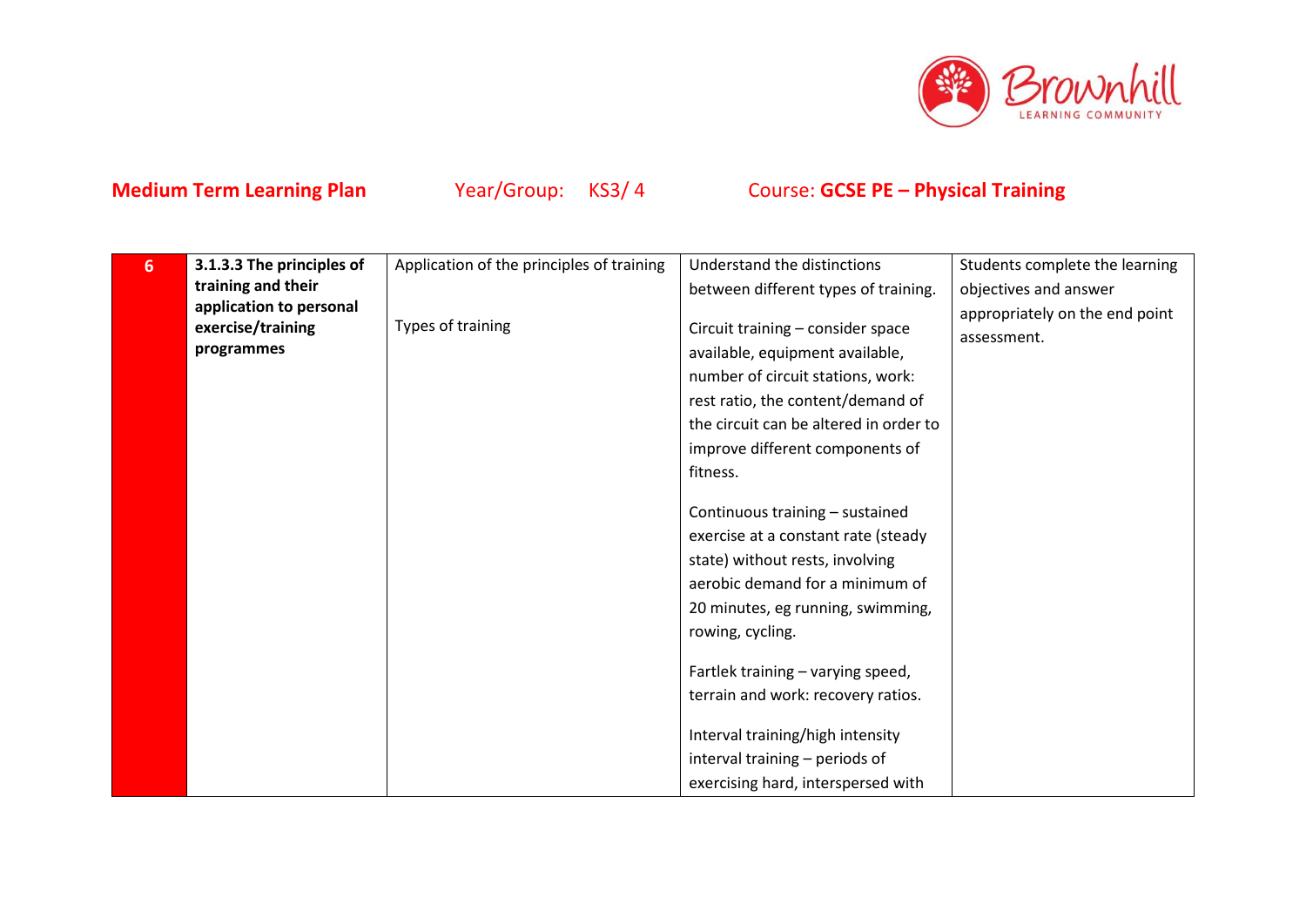**Medium Term Learning Plan** Year/Group: KS3/ 4 Course: **GCSE PE – Physical Training**

| | | | | |
|---|---|---|---|---|
| 6 | **3.1.3.3 The principles of training and their application to personal exercise/training programmes** | Application of the principles of training<br><br>Types of training | Understand the distinctions between different types of training.<br><br>Circuit training – consider space available, equipment available, number of circuit stations, work: rest ratio, the content/demand of the circuit can be altered in order to improve different components of fitness.<br><br>Continuous training – sustained exercise at a constant rate (steady state) without rests, involving aerobic demand for a minimum of 20 minutes, eg running, swimming, rowing, cycling.<br><br>Fartlek training – varying speed, terrain and work: recovery ratios.<br><br>Interval training/high intensity interval training – periods of exercising hard, interspersed with | Students complete the learning objectives and answer appropriately on the end point assessment. |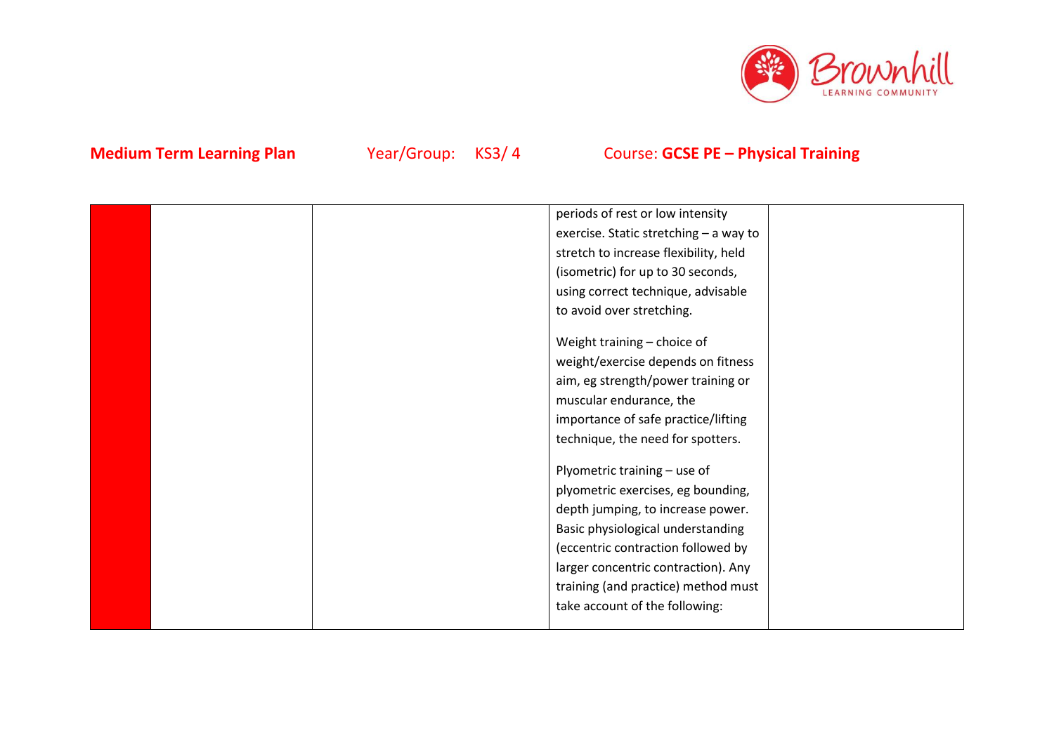**Medium Term Learning Plan** Year/Group: KS3/ 4 Course: **GCSE PE – Physical Training**

| | | | | |
|---|---|---|---|---|
| | | | periods of rest or low intensity exercise. Static stretching – a way to stretch to increase flexibility, held (isometric) for up to 30 seconds, using correct technique, advisable to avoid over stretching.<br><br>Weight training – choice of weight/exercise depends on fitness aim, eg strength/power training or muscular endurance, the importance of safe practice/lifting technique, the need for spotters.<br><br>Plyometric training – use of plyometric exercises, eg bounding, depth jumping, to increase power. Basic physiological understanding (eccentric contraction followed by larger concentric contraction). Any training (and practice) method must take account of the following: | |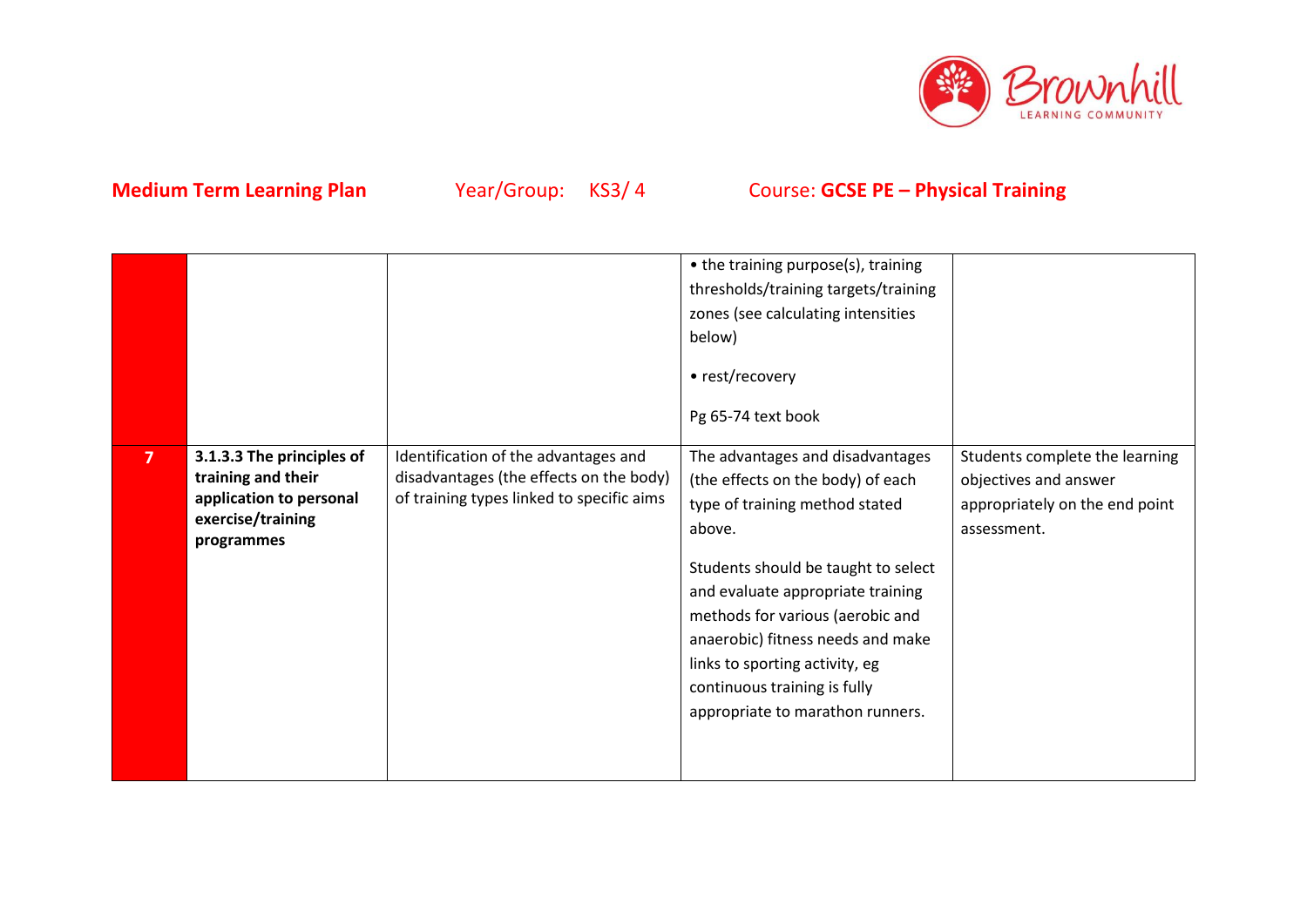**Medium Term Learning Plan** Year/Group: KS3/ 4 Course: **GCSE PE – Physical Training**

| | | | | |
|---|---|---|---|---|
| | | | • the training purpose(s), training thresholds/training targets/training zones (see calculating intensities below)<br><br>• rest/recovery<br><br>Pg 65-74 text book | |
| **7** | **3.1.3.3 The principles of training and their application to personal exercise/training programmes** | Identification of the advantages and disadvantages (the effects on the body) of training types linked to specific aims | The advantages and disadvantages (the effects on the body) of each type of training method stated above.<br><br>Students should be taught to select and evaluate appropriate training methods for various (aerobic and anaerobic) fitness needs and make links to sporting activity, eg continuous training is fully appropriate to marathon runners. | Students complete the learning objectives and answer appropriately on the end point assessment. |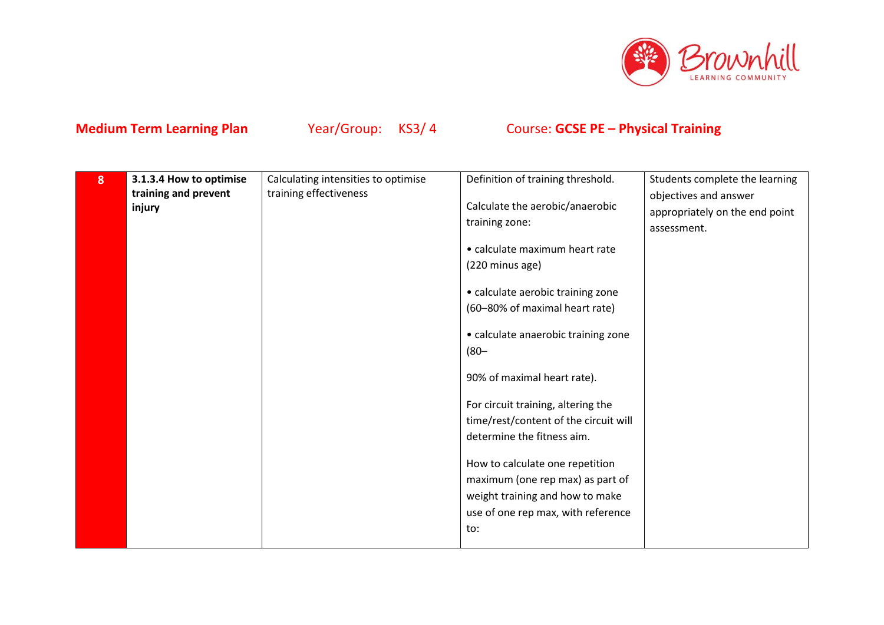**Medium Term Learning Plan** Year/Group: KS3/ 4 Course: **GCSE PE – Physical Training**

| | | | | |
|---|---|---|---|---|
| **8** | **3.1.3.4 How to optimise training and prevent injury** | Calculating intensities to optimise training effectiveness | Definition of training threshold.<br><br>Calculate the aerobic/anaerobic training zone:<br><br>• calculate maximum heart rate (220 minus age)<br><br>• calculate aerobic training zone (60–80% of maximal heart rate)<br><br>• calculate anaerobic training zone (80–<br><br>90% of maximal heart rate).<br><br>For circuit training, altering the time/rest/content of the circuit will determine the fitness aim.<br><br>How to calculate one repetition maximum (one rep max) as part of weight training and how to make use of one rep max, with reference to: | Students complete the learning objectives and answer appropriately on the end point assessment. |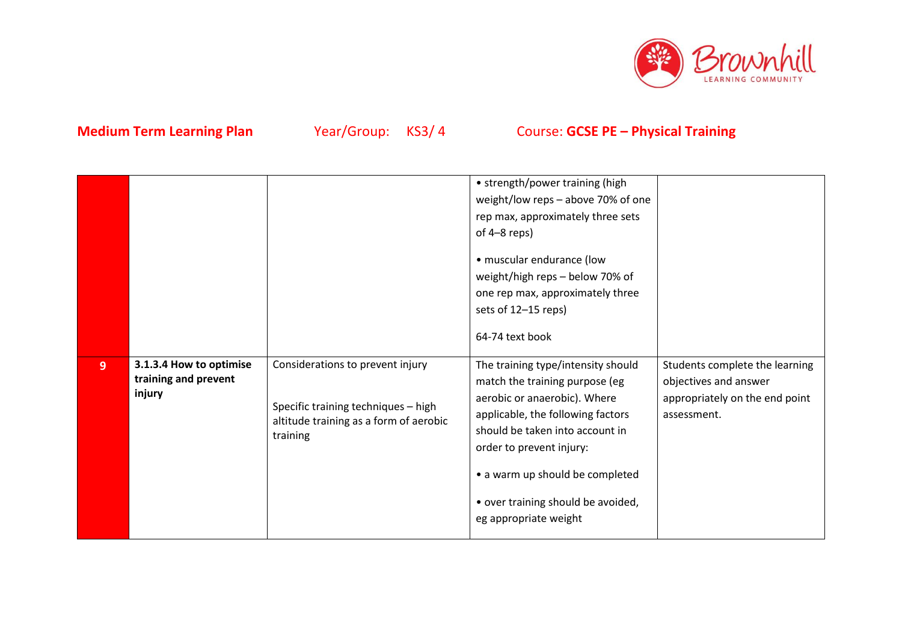**Medium Term Learning Plan** Year/Group: KS3/ 4 Course: **GCSE PE – Physical Training**

| | | | | |
|---|---|---|---|---|
| | | | • strength/power training (high weight/low reps – above 70% of one rep max, approximately three sets of 4–8 reps)<br><br>• muscular endurance (low weight/high reps – below 70% of one rep max, approximately three sets of 12–15 reps)<br><br>64-74 text book | |
| 9 | **3.1.3.4 How to optimise training and prevent injury** | Considerations to prevent injury<br><br>Specific training techniques – high altitude training as a form of aerobic training | The training type/intensity should match the training purpose (eg aerobic or anaerobic). Where applicable, the following factors should be taken into account in order to prevent injury:<br><br>• a warm up should be completed<br><br>• over training should be avoided, eg appropriate weight | Students complete the learning objectives and answer appropriately on the end point assessment. |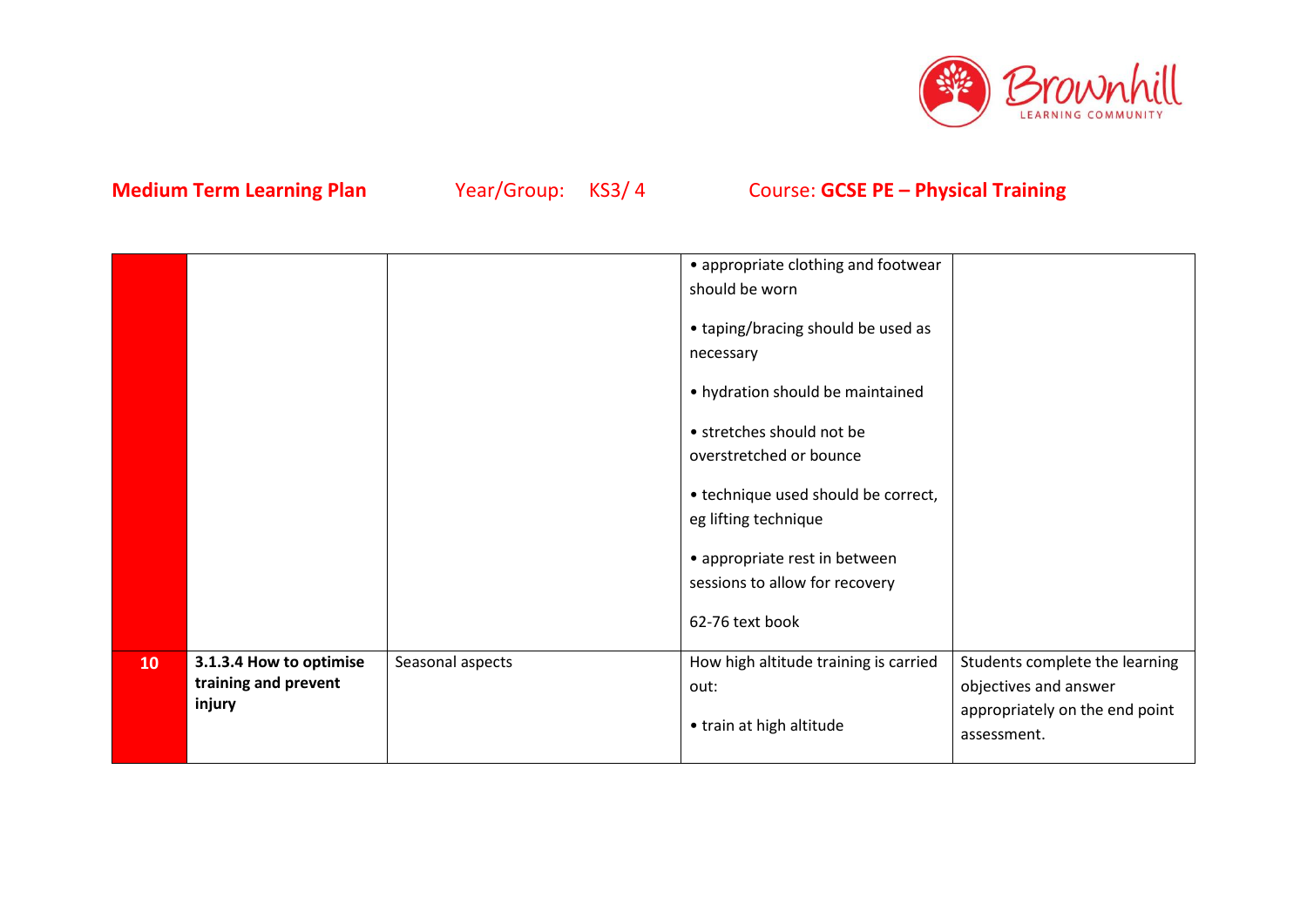**Medium Term Learning Plan** Year/Group: KS3/ 4 Course: **GCSE PE – Physical Training**

| | | | | |
|---|---|---|---|---|
| | | | • appropriate clothing and footwear should be worn<br><br>• taping/bracing should be used as necessary<br><br>• hydration should be maintained<br><br>• stretches should not be overstretched or bounce<br><br>• technique used should be correct, eg lifting technique<br><br>• appropriate rest in between sessions to allow for recovery<br><br>62-76 text book | |
| **10** | **3.1.3.4 How to optimise training and prevent injury** | Seasonal aspects | How high altitude training is carried out:<br><br>• train at high altitude | Students complete the learning objectives and answer appropriately on the end point assessment. |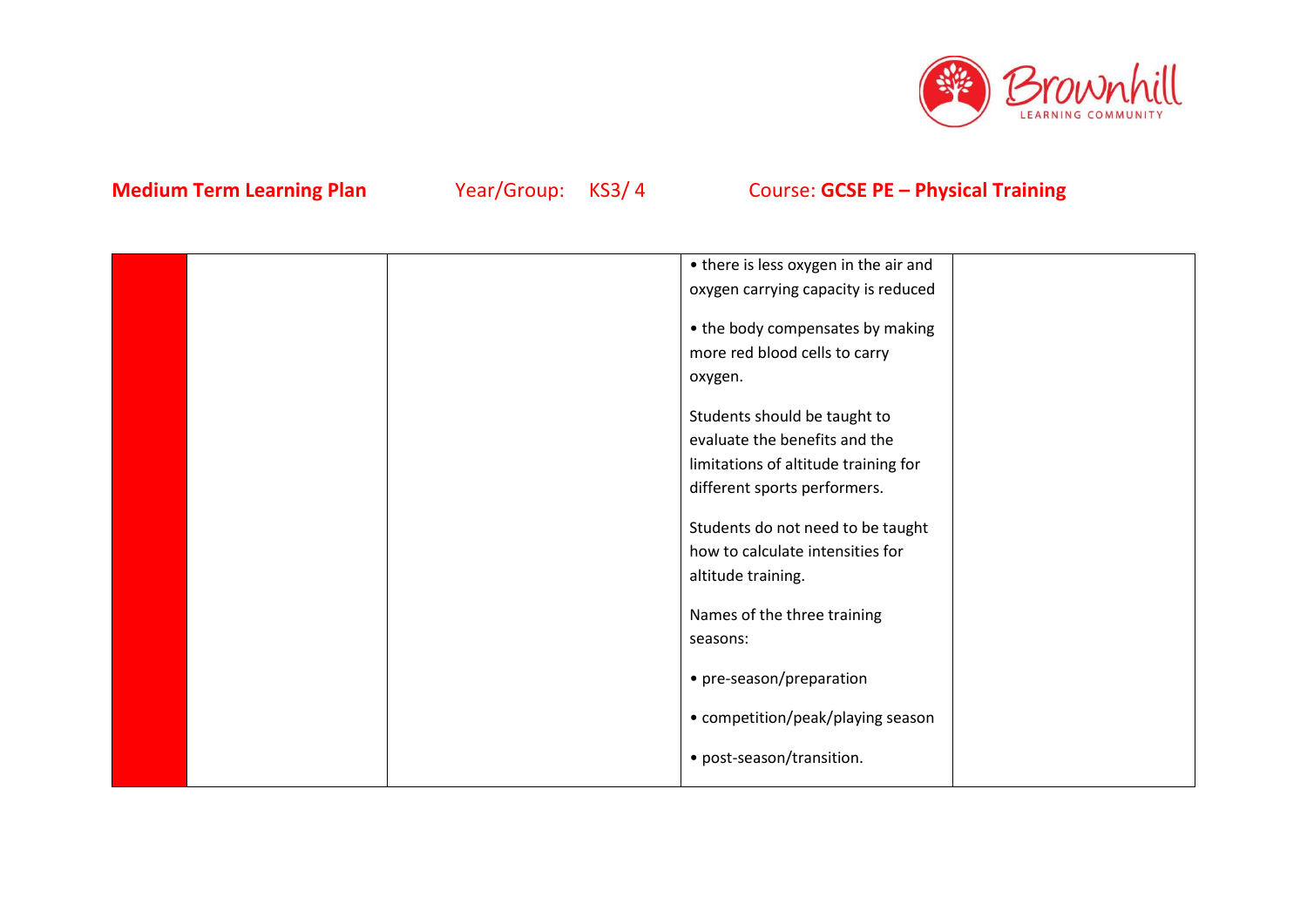**Medium Term Learning Plan** Year/Group: KS3/ 4 Course: **GCSE PE – Physical Training**

| | | | | |
|---|---|---|---|---|
| | | | • there is less oxygen in the air and oxygen carrying capacity is reduced<br><br>• the body compensates by making more red blood cells to carry oxygen.<br><br>Students should be taught to evaluate the benefits and the limitations of altitude training for different sports performers.<br><br>Students do not need to be taught how to calculate intensities for altitude training.<br><br>Names of the three training seasons:<br><br>• pre-season/preparation<br><br>• competition/peak/playing season<br><br>• post-season/transition. | |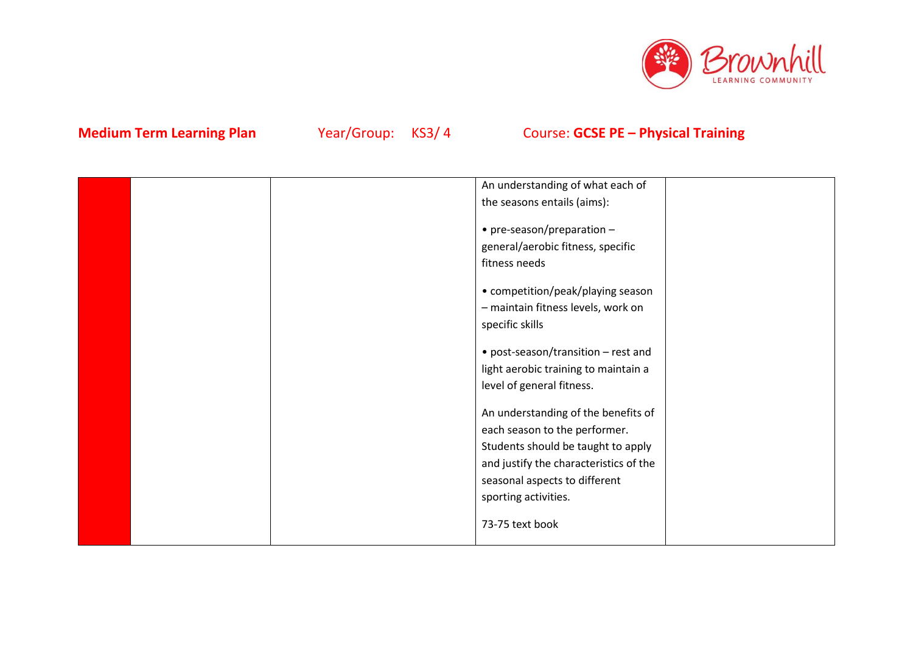**Medium Term Learning Plan** Year/Group: KS3/ 4 Course: **GCSE PE – Physical Training**

| | | | | |
|---|---|---|---|---|
| | | | An understanding of what each of the seasons entails (aims):<br><br>• pre-season/preparation – general/aerobic fitness, specific fitness needs<br><br>• competition/peak/playing season – maintain fitness levels, work on specific skills<br><br>• post-season/transition – rest and light aerobic training to maintain a level of general fitness.<br><br>An understanding of the benefits of each season to the performer. Students should be taught to apply and justify the characteristics of the seasonal aspects to different sporting activities.<br><br>73-75 text book | |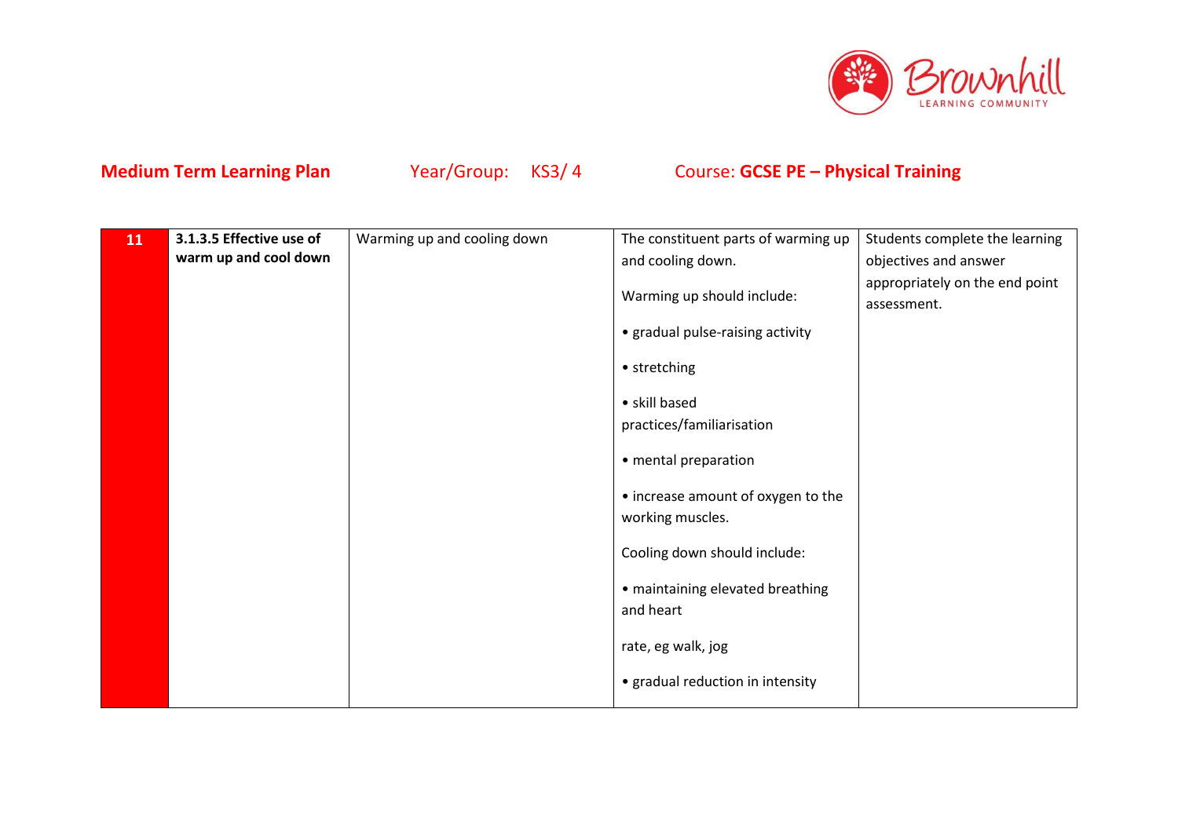**Medium Term Learning Plan** Year/Group: KS3/ 4 Course: **GCSE PE – Physical Training**

| | | | | |
|---|---|---|---|---|
| 11 | **3.1.3.5 Effective use of warm up and cool down** | Warming up and cooling down | The constituent parts of warming up and cooling down.<br><br>Warming up should include:<br><br>• gradual pulse-raising activity<br><br>• stretching<br><br>• skill based practices/familiarisation<br><br>• mental preparation<br><br>• increase amount of oxygen to the working muscles.<br><br>Cooling down should include:<br><br>• maintaining elevated breathing and heart<br><br>rate, eg walk, jog<br><br>• gradual reduction in intensity | Students complete the learning objectives and answer appropriately on the end point assessment. |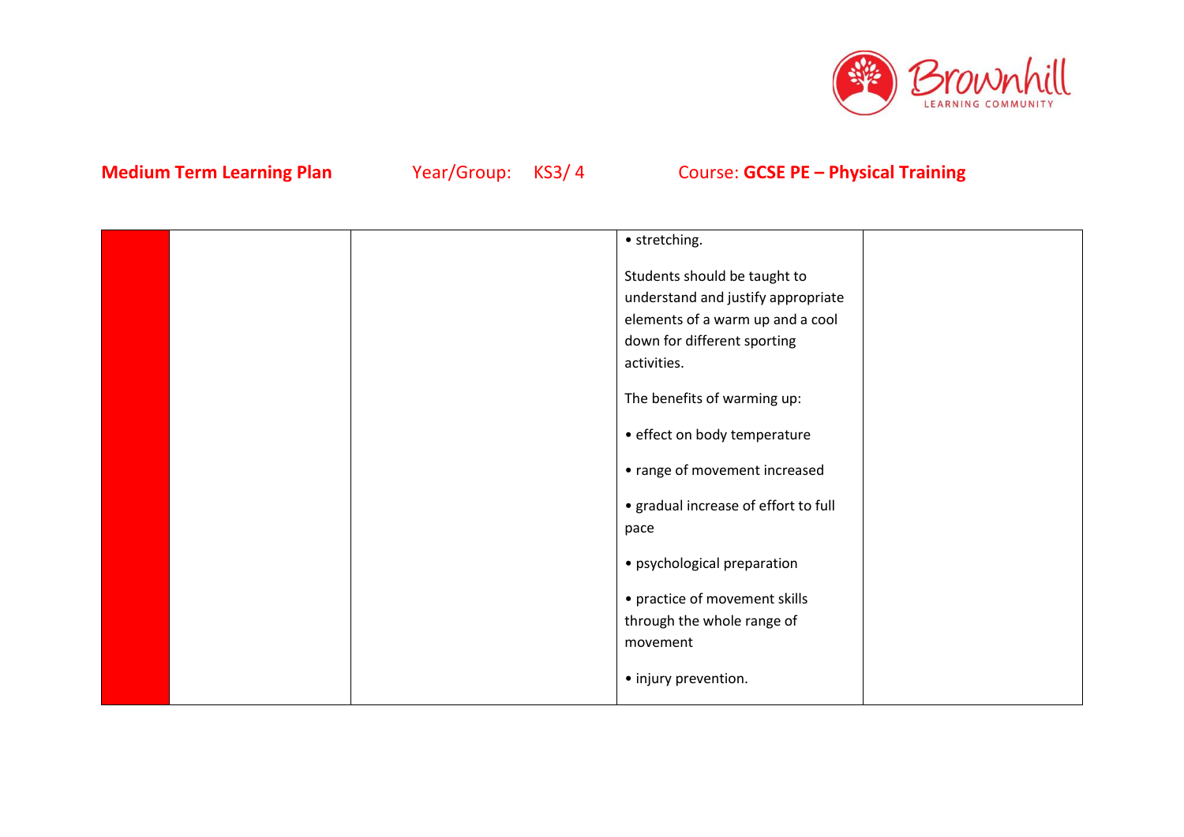**Medium Term Learning Plan** Year/Group: KS3/ 4 Course: **GCSE PE – Physical Training**

| | | | | |
|---|---|---|---|---|
| | | | • stretching.<br><br>Students should be taught to understand and justify appropriate elements of a warm up and a cool down for different sporting activities.<br><br>The benefits of warming up:<br><br>• effect on body temperature<br><br>• range of movement increased<br><br>• gradual increase of effort to full pace<br><br>• psychological preparation<br><br>• practice of movement skills through the whole range of movement<br><br>• injury prevention. | |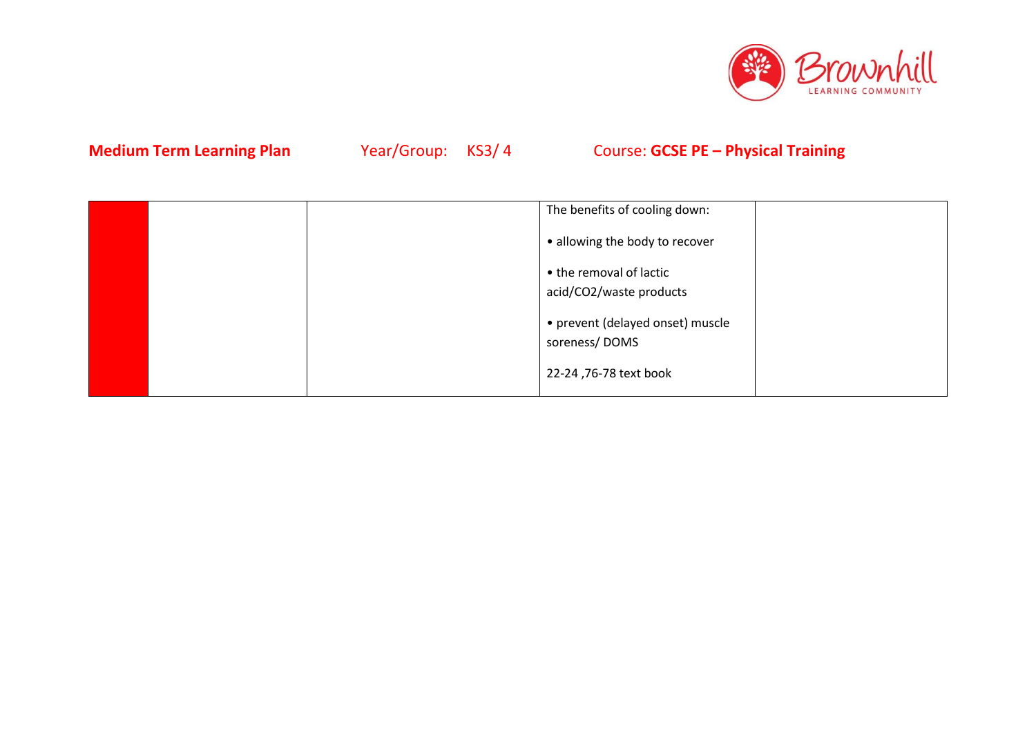**Medium Term Learning Plan** Year/Group: KS3/ 4 Course: **GCSE PE – Physical Training**

| | | | | |
|---|---|---|---|---|
| | | | The benefits of cooling down:<br><br>• allowing the body to recover<br><br>• the removal of lactic acid/$CO_2$/waste products<br><br>• prevent (delayed onset) muscle soreness/ DOMS<br><br>22-24 ,76-78 text book | |